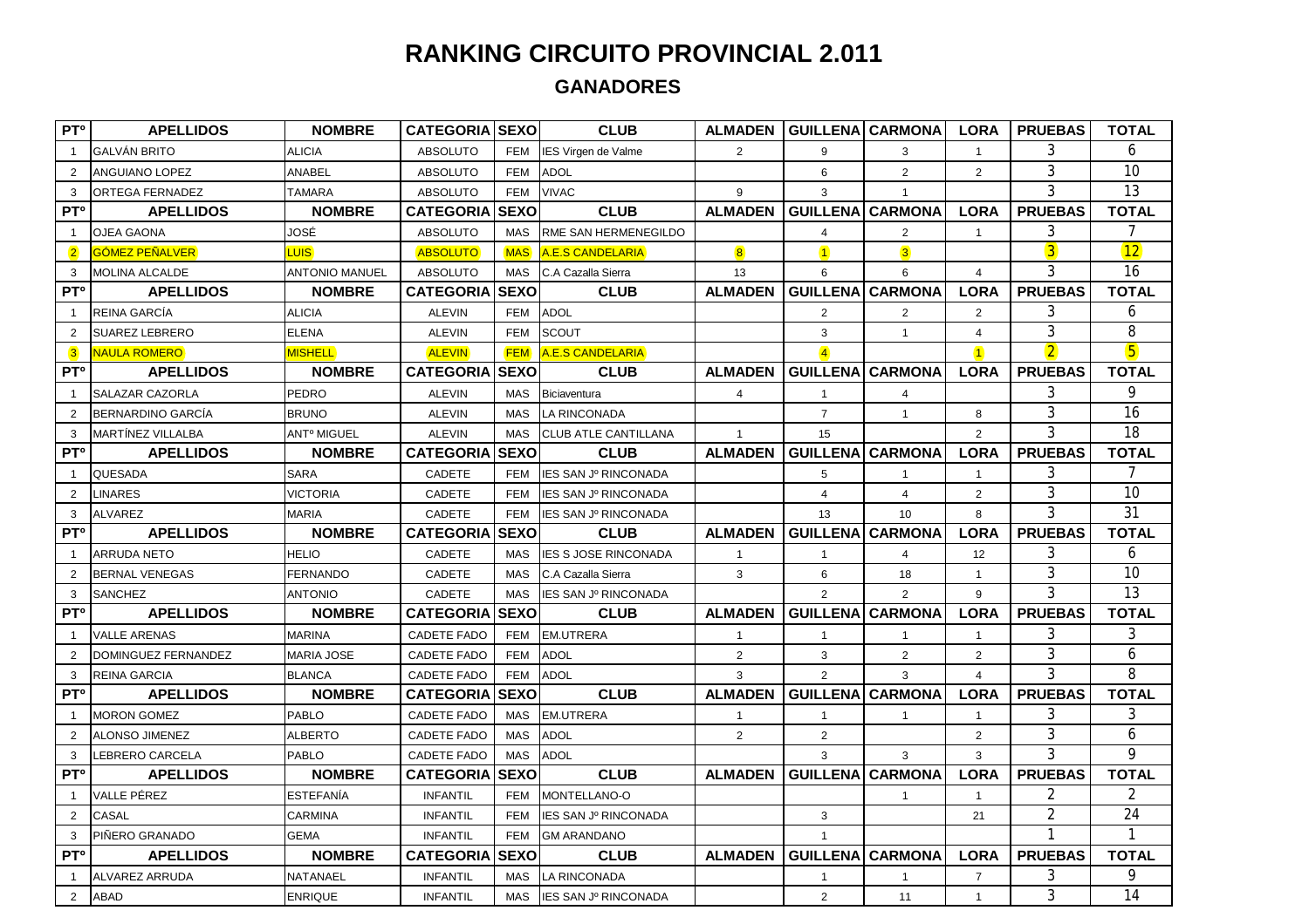# RANKING CIRCUITO PROVINCIAL 2.011

## GANADORES

| PTº | APELLIDOS | NOMBRE | CATEGORIA | SEXO | CLUB | ALMADEN | GUILLENA | CARMONA | LORA | PRUEBAS | TOTAL |
|---|---|---|---|---|---|---|---|---|---|---|---|
| 1 | GALVÁN BRITO | ALICIA | ABSOLUTO | FEM | IES Virgen de Valme | 2 | 9 | 3 | 1 | 3 | 6 |
| 2 | ANGUIANO LOPEZ | ANABEL | ABSOLUTO | FEM | ADOL | | 6 | 2 | 2 | 3 | 10 |
| 3 | ORTEGA FERNADEZ | TAMARA | ABSOLUTO | FEM | VIVAC | 9 | 3 | 1 | | 3 | 13 |
| PTº | APELLIDOS | NOMBRE | CATEGORIA | SEXO | CLUB | ALMADEN | GUILLENA | CARMONA | LORA | PRUEBAS | TOTAL |
| 1 | OJEA GAONA | JOSÉ | ABSOLUTO | MAS | RME SAN HERMENEGILDO | | 4 | 2 | 1 | 3 | 7 |
| 2 | GÓMEZ PEÑALVER | LUIS | ABSOLUTO | MAS | A.E.S CANDELARIA | 8 | 1 | 3 | | 3 | 12 |
| 3 | MOLINA ALCALDE | ANTONIO MANUEL | ABSOLUTO | MAS | C.A Cazalla Sierra | 13 | 6 | 6 | 4 | 3 | 16 |
| PTº | APELLIDOS | NOMBRE | CATEGORIA | SEXO | CLUB | ALMADEN | GUILLENA | CARMONA | LORA | PRUEBAS | TOTAL |
| 1 | REINA GARCÍA | ALICIA | ALEVIN | FEM | ADOL | | 2 | 2 | 2 | 3 | 6 |
| 2 | SUAREZ LEBRERO | ELENA | ALEVIN | FEM | SCOUT | | 3 | 1 | 4 | 3 | 8 |
| 3 | NAULA ROMERO | MISHELL | ALEVIN | FEM | A.E.S CANDELARIA | | 4 | | 1 | 2 | 5 |
| PTº | APELLIDOS | NOMBRE | CATEGORIA | SEXO | CLUB | ALMADEN | GUILLENA | CARMONA | LORA | PRUEBAS | TOTAL |
| 1 | SALAZAR CAZORLA | PEDRO | ALEVIN | MAS | Biciaventura | 4 | 1 | 4 | | 3 | 9 |
| 2 | BERNARDINO GARCÍA | BRUNO | ALEVIN | MAS | LA RINCONADA | | 7 | 1 | 8 | 3 | 16 |
| 3 | MARTÍNEZ VILLALBA | ANTº MIGUEL | ALEVIN | MAS | CLUB ATLE CANTILLANA | 1 | 15 | | 2 | 3 | 18 |
| PTº | APELLIDOS | NOMBRE | CATEGORIA | SEXO | CLUB | ALMADEN | GUILLENA | CARMONA | LORA | PRUEBAS | TOTAL |
| 1 | QUESADA | SARA | CADETE | FEM | IES SAN Jº RINCONADA | | 5 | 1 | 1 | 3 | 7 |
| 2 | LINARES | VICTORIA | CADETE | FEM | IES SAN Jº RINCONADA | | 4 | 4 | 2 | 3 | 10 |
| 3 | ALVAREZ | MARIA | CADETE | FEM | IES SAN Jº RINCONADA | | 13 | 10 | 8 | 3 | 31 |
| PTº | APELLIDOS | NOMBRE | CATEGORIA | SEXO | CLUB | ALMADEN | GUILLENA | CARMONA | LORA | PRUEBAS | TOTAL |
| 1 | ARRUDA NETO | HELIO | CADETE | MAS | IES S JOSE RINCONADA | 1 | 1 | 4 | 12 | 3 | 6 |
| 2 | BERNAL VENEGAS | FERNANDO | CADETE | MAS | C.A Cazalla Sierra | 3 | 6 | 18 | 1 | 3 | 10 |
| 3 | SANCHEZ | ANTONIO | CADETE | MAS | IES SAN Jº RINCONADA | | 2 | 2 | 9 | 3 | 13 |
| PTº | APELLIDOS | NOMBRE | CATEGORIA | SEXO | CLUB | ALMADEN | GUILLENA | CARMONA | LORA | PRUEBAS | TOTAL |
| 1 | VALLE ARENAS | MARINA | CADETE FADO | FEM | EM.UTRERA | 1 | 1 | 1 | 1 | 3 | 3 |
| 2 | DOMINGUEZ FERNANDEZ | MARIA JOSE | CADETE FADO | FEM | ADOL | 2 | 3 | 2 | 2 | 3 | 6 |
| 3 | REINA GARCIA | BLANCA | CADETE FADO | FEM | ADOL | 3 | 2 | 3 | 4 | 3 | 8 |
| PTº | APELLIDOS | NOMBRE | CATEGORIA | SEXO | CLUB | ALMADEN | GUILLENA | CARMONA | LORA | PRUEBAS | TOTAL |
| 1 | MORON GOMEZ | PABLO | CADETE FADO | MAS | EM.UTRERA | 1 | 1 | 1 | 1 | 3 | 3 |
| 2 | ALONSO JIMENEZ | ALBERTO | CADETE FADO | MAS | ADOL | 2 | 2 | | 2 | 3 | 6 |
| 3 | LEBRERO CARCELA | PABLO | CADETE FADO | MAS | ADOL | | 3 | 3 | 3 | 3 | 9 |
| PTº | APELLIDOS | NOMBRE | CATEGORIA | SEXO | CLUB | ALMADEN | GUILLENA | CARMONA | LORA | PRUEBAS | TOTAL |
| 1 | VALLE PÉREZ | ESTEFANÍA | INFANTIL | FEM | MONTELLANO-O | | | 1 | 1 | 2 | 2 |
| 2 | CASAL | CARMINA | INFANTIL | FEM | IES SAN Jº RINCONADA | | 3 | | 21 | 2 | 24 |
| 3 | PIÑERO GRANADO | GEMA | INFANTIL | FEM | GM ARANDANO | | 1 | | | 1 | 1 |
| PTº | APELLIDOS | NOMBRE | CATEGORIA | SEXO | CLUB | ALMADEN | GUILLENA | CARMONA | LORA | PRUEBAS | TOTAL |
| 1 | ALVAREZ ARRUDA | NATANAEL | INFANTIL | MAS | LA RINCONADA | | 1 | 1 | 7 | 3 | 9 |
| 2 | ABAD | ENRIQUE | INFANTIL | MAS | IES SAN Jº RINCONADA | | 2 | 11 | 1 | 3 | 14 |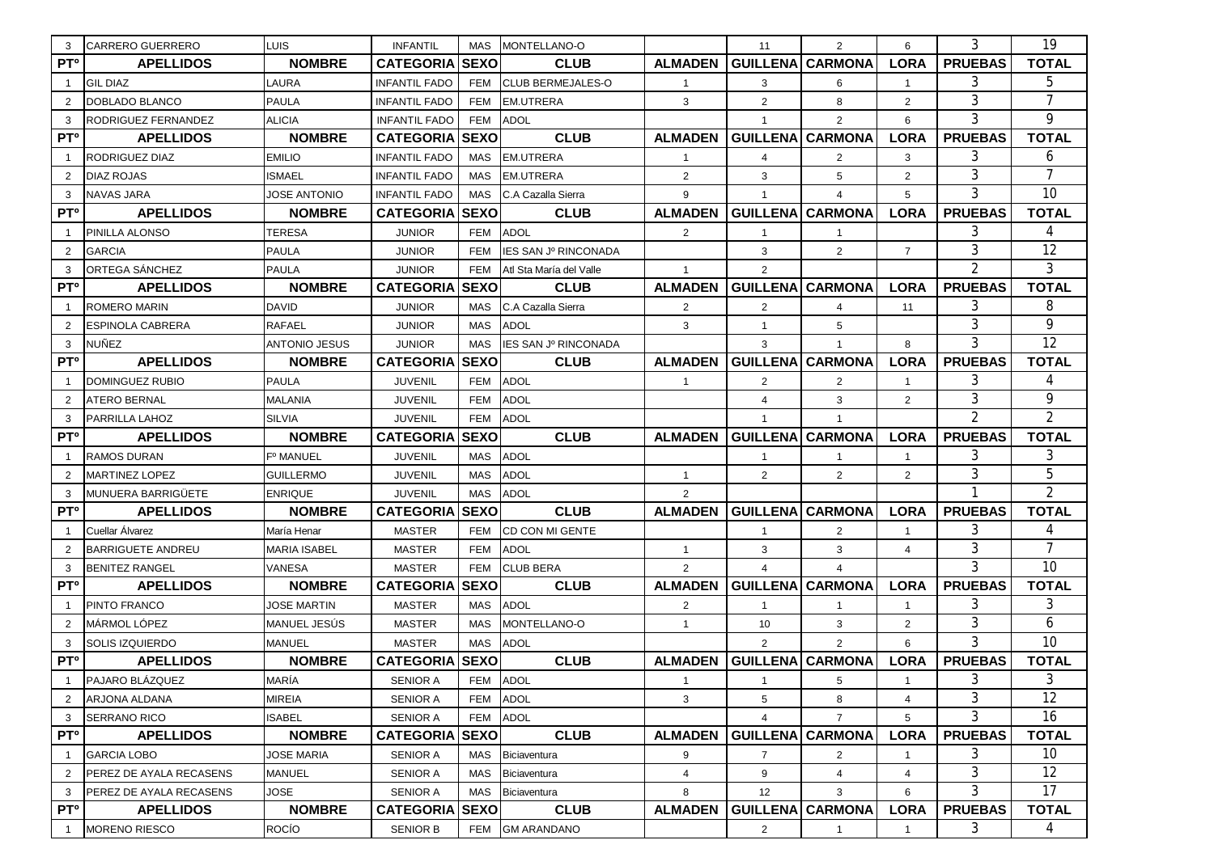| | | | | | | | | | | | |
|---|---|---|---|---|---|---|---|---|---|---|---|
| 3 | CARRERO GUERRERO | LUIS | INFANTIL | MAS | MONTELLANO-O | | 11 | 2 | 6 | 3 | 19 |
| **PTº** | **APELLIDOS** | **NOMBRE** | **CATEGORIA** | **SEXO** | **CLUB** | **ALMADEN** | **GUILLENA** | **CARMONA** | **LORA** | **PRUEBAS** | **TOTAL** |
| 1 | GIL DIAZ | LAURA | INFANTIL FADO | FEM | CLUB BERMEJALES-O | 1 | 3 | 6 | 1 | 3 | 5 |
| 2 | DOBLADO BLANCO | PAULA | INFANTIL FADO | FEM | EM.UTRERA | 3 | 2 | 8 | 2 | 3 | 7 |
| 3 | RODRIGUEZ FERNANDEZ | ALICIA | INFANTIL FADO | FEM | ADOL | | 1 | 2 | 6 | 3 | 9 |
| **PTº** | **APELLIDOS** | **NOMBRE** | **CATEGORIA** | **SEXO** | **CLUB** | **ALMADEN** | **GUILLENA** | **CARMONA** | **LORA** | **PRUEBAS** | **TOTAL** |
| 1 | RODRIGUEZ DIAZ | EMILIO | INFANTIL FADO | MAS | EM.UTRERA | 1 | 4 | 2 | 3 | 3 | 6 |
| 2 | DIAZ ROJAS | ISMAEL | INFANTIL FADO | MAS | EM.UTRERA | 2 | 3 | 5 | 2 | 3 | 7 |
| 3 | NAVAS JARA | JOSE ANTONIO | INFANTIL FADO | MAS | C.A Cazalla Sierra | 9 | 1 | 4 | 5 | 3 | 10 |
| **PTº** | **APELLIDOS** | **NOMBRE** | **CATEGORIA** | **SEXO** | **CLUB** | **ALMADEN** | **GUILLENA** | **CARMONA** | **LORA** | **PRUEBAS** | **TOTAL** |
| 1 | PINILLA ALONSO | TERESA | JUNIOR | FEM | ADOL | 2 | 1 | 1 | | 3 | 4 |
| 2 | GARCIA | PAULA | JUNIOR | FEM | IES SAN Jº RINCONADA | | 3 | 2 | 7 | 3 | 12 |
| 3 | ORTEGA SÁNCHEZ | PAULA | JUNIOR | FEM | Atl Sta María del Valle | 1 | 2 | | | 2 | 3 |
| **PTº** | **APELLIDOS** | **NOMBRE** | **CATEGORIA** | **SEXO** | **CLUB** | **ALMADEN** | **GUILLENA** | **CARMONA** | **LORA** | **PRUEBAS** | **TOTAL** |
| 1 | ROMERO MARIN | DAVID | JUNIOR | MAS | C.A Cazalla Sierra | 2 | 2 | 4 | 11 | 3 | 8 |
| 2 | ESPINOLA CABRERA | RAFAEL | JUNIOR | MAS | ADOL | 3 | 1 | 5 | | 3 | 9 |
| 3 | NUÑEZ | ANTONIO JESUS | JUNIOR | MAS | IES SAN Jº RINCONADA | | 3 | 1 | 8 | 3 | 12 |
| **PTº** | **APELLIDOS** | **NOMBRE** | **CATEGORIA** | **SEXO** | **CLUB** | **ALMADEN** | **GUILLENA** | **CARMONA** | **LORA** | **PRUEBAS** | **TOTAL** |
| 1 | DOMINGUEZ RUBIO | PAULA | JUVENIL | FEM | ADOL | 1 | 2 | 2 | 1 | 3 | 4 |
| 2 | ATERO BERNAL | MALANIA | JUVENIL | FEM | ADOL | | 4 | 3 | 2 | 3 | 9 |
| 3 | PARRILLA LAHOZ | SILVIA | JUVENIL | FEM | ADOL | | 1 | 1 | | 2 | 2 |
| **PTº** | **APELLIDOS** | **NOMBRE** | **CATEGORIA** | **SEXO** | **CLUB** | **ALMADEN** | **GUILLENA** | **CARMONA** | **LORA** | **PRUEBAS** | **TOTAL** |
| 1 | RAMOS DURAN | Fº MANUEL | JUVENIL | MAS | ADOL | | 1 | 1 | 1 | 3 | 3 |
| 2 | MARTINEZ LOPEZ | GUILLERMO | JUVENIL | MAS | ADOL | 1 | 2 | 2 | 2 | 3 | 5 |
| 3 | MUNUERA BARRIGÜETE | ENRIQUE | JUVENIL | MAS | ADOL | 2 | | | | 1 | 2 |
| **PTº** | **APELLIDOS** | **NOMBRE** | **CATEGORIA** | **SEXO** | **CLUB** | **ALMADEN** | **GUILLENA** | **CARMONA** | **LORA** | **PRUEBAS** | **TOTAL** |
| 1 | Cuellar Álvarez | María Henar | MASTER | FEM | CD CON MI GENTE | | 1 | 2 | 1 | 3 | 4 |
| 2 | BARRIGUETE ANDREU | MARIA ISABEL | MASTER | FEM | ADOL | 1 | 3 | 3 | 4 | 3 | 7 |
| 3 | BENITEZ RANGEL | VANESA | MASTER | FEM | CLUB BERA | 2 | 4 | 4 | | 3 | 10 |
| **PTº** | **APELLIDOS** | **NOMBRE** | **CATEGORIA** | **SEXO** | **CLUB** | **ALMADEN** | **GUILLENA** | **CARMONA** | **LORA** | **PRUEBAS** | **TOTAL** |
| 1 | PINTO FRANCO | JOSE MARTIN | MASTER | MAS | ADOL | 2 | 1 | 1 | 1 | 3 | 3 |
| 2 | MÁRMOL LÓPEZ | MANUEL JESÚS | MASTER | MAS | MONTELLANO-O | 1 | 10 | 3 | 2 | 3 | 6 |
| 3 | SOLIS IZQUIERDO | MANUEL | MASTER | MAS | ADOL | | 2 | 2 | 6 | 3 | 10 |
| **PTº** | **APELLIDOS** | **NOMBRE** | **CATEGORIA** | **SEXO** | **CLUB** | **ALMADEN** | **GUILLENA** | **CARMONA** | **LORA** | **PRUEBAS** | **TOTAL** |
| 1 | PAJARO BLÁZQUEZ | MARÍA | SENIOR A | FEM | ADOL | 1 | 1 | 5 | 1 | 3 | 3 |
| 2 | ARJONA ALDANA | MIREIA | SENIOR A | FEM | ADOL | 3 | 5 | 8 | 4 | 3 | 12 |
| 3 | SERRANO RICO | ISABEL | SENIOR A | FEM | ADOL | | 4 | 7 | 5 | 3 | 16 |
| **PTº** | **APELLIDOS** | **NOMBRE** | **CATEGORIA** | **SEXO** | **CLUB** | **ALMADEN** | **GUILLENA** | **CARMONA** | **LORA** | **PRUEBAS** | **TOTAL** |
| 1 | GARCIA LOBO | JOSE MARIA | SENIOR A | MAS | Biciaventura | 9 | 7 | 2 | 1 | 3 | 10 |
| 2 | PEREZ DE AYALA RECASENS | MANUEL | SENIOR A | MAS | Biciaventura | 4 | 9 | 4 | 4 | 3 | 12 |
| 3 | PEREZ DE AYALA RECASENS | JOSE | SENIOR A | MAS | Biciaventura | 8 | 12 | 3 | 6 | 3 | 17 |
| **PTº** | **APELLIDOS** | **NOMBRE** | **CATEGORIA** | **SEXO** | **CLUB** | **ALMADEN** | **GUILLENA** | **CARMONA** | **LORA** | **PRUEBAS** | **TOTAL** |
| 1 | MORENO RIESCO | ROCÍO | SENIOR B | FEM | GM ARANDANO | | 2 | 1 | 1 | 3 | 4 |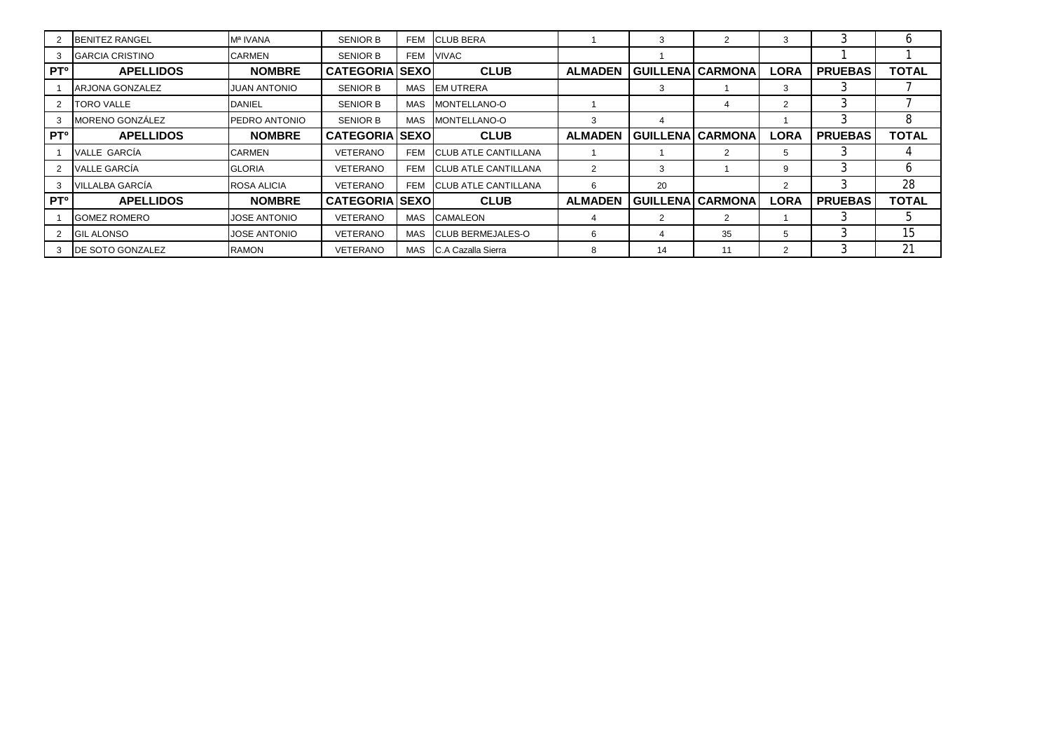| | | | | | | | | | | | |
|---|---|---|---|---|---|---|---|---|---|---|---|
| 2 | BENITEZ RANGEL | Mª IVANA | SENIOR B | FEM | CLUB BERA | 1 | 3 | 2 | 3 | 3 | 6 |
| 3 | GARCIA CRISTINO | CARMEN | SENIOR B | FEM | VIVAC | | 1 | | | 1 | 1 |

| PTº | APELLIDOS | NOMBRE | CATEGORIA | SEXO | CLUB | ALMADEN | GUILLENA | CARMONA | LORA | PRUEBAS | TOTAL |
|---|---|---|---|---|---|---|---|---|---|---|---|
| 1 | ARJONA GONZALEZ | JUAN ANTONIO | SENIOR B | MAS | EM UTRERA | | 3 | 1 | 3 | 3 | 7 |
| 2 | TORO VALLE | DANIEL | SENIOR B | MAS | MONTELLANO-O | 1 | | 4 | 2 | 3 | 7 |
| 3 | MORENO GONZÁLEZ | PEDRO ANTONIO | SENIOR B | MAS | MONTELLANO-O | 3 | 4 | | 1 | 3 | 8 |

| PTº | APELLIDOS | NOMBRE | CATEGORIA | SEXO | CLUB | ALMADEN | GUILLENA | CARMONA | LORA | PRUEBAS | TOTAL |
|---|---|---|---|---|---|---|---|---|---|---|---|
| 1 | VALLE GARCÍA | CARMEN | VETERANO | FEM | CLUB ATLE CANTILLANA | 1 | 1 | 2 | 5 | 3 | 4 |
| 2 | VALLE GARCÍA | GLORIA | VETERANO | FEM | CLUB ATLE CANTILLANA | 2 | 3 | 1 | 9 | 3 | 6 |
| 3 | VILLALBA GARCÍA | ROSA ALICIA | VETERANO | FEM | CLUB ATLE CANTILLANA | 6 | 20 | | 2 | 3 | 28 |

| PTº | APELLIDOS | NOMBRE | CATEGORIA | SEXO | CLUB | ALMADEN | GUILLENA | CARMONA | LORA | PRUEBAS | TOTAL |
|---|---|---|---|---|---|---|---|---|---|---|---|
| 1 | GOMEZ ROMERO | JOSE ANTONIO | VETERANO | MAS | CAMALEON | 4 | 2 | 2 | 1 | 3 | 5 |
| 2 | GIL ALONSO | JOSE ANTONIO | VETERANO | MAS | CLUB BERMEJALES-O | 6 | 4 | 35 | 5 | 3 | 15 |
| 3 | DE SOTO GONZALEZ | RAMON | VETERANO | MAS | C.A Cazalla Sierra | 8 | 14 | 11 | 2 | 3 | 21 |